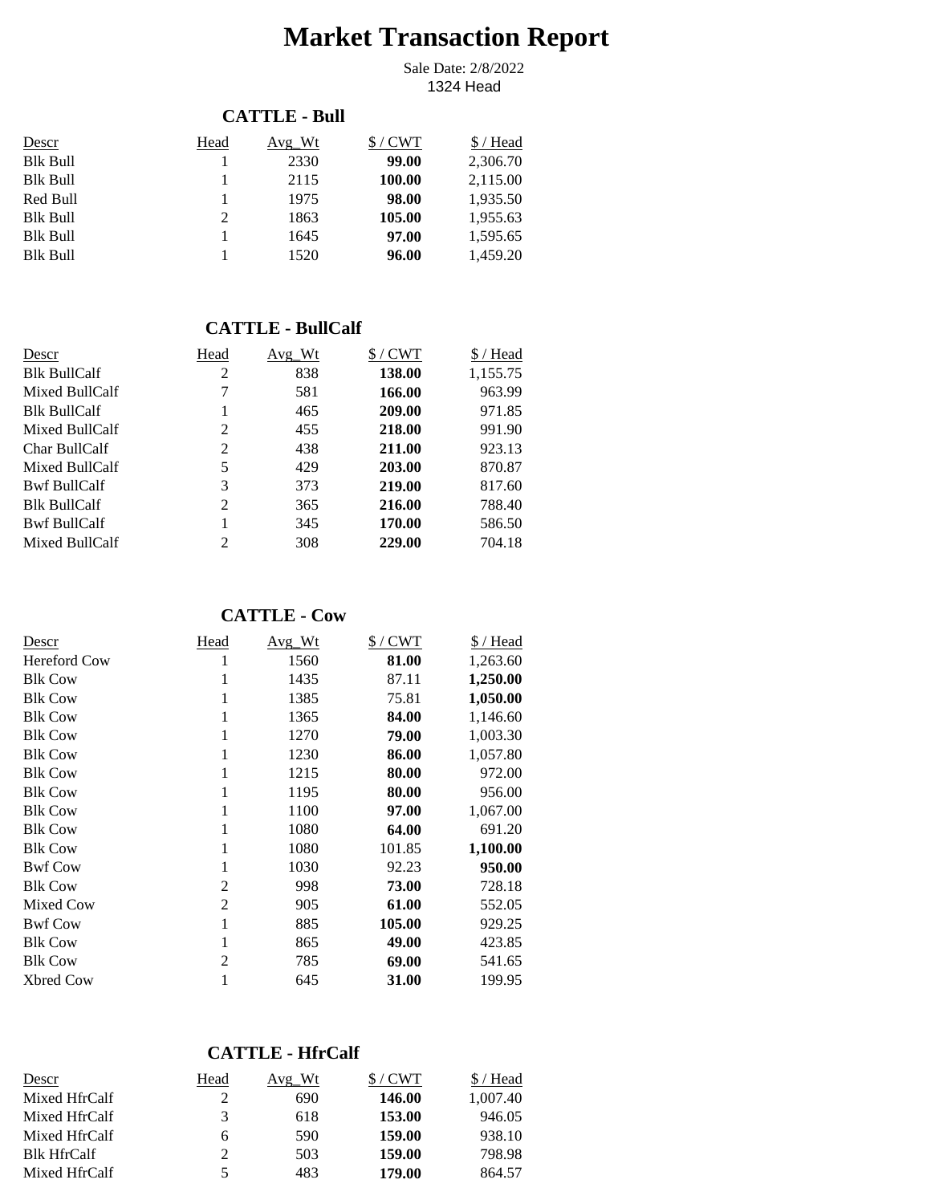# Market Transaction Report

Sale Date: 2/8/2022
1324 Head

## CATTLE - Bull

| Descr | Head | Avg_Wt | $ / CWT | $ / Head |
|---|---|---|---|---|
| Blk Bull | 1 | 2330 | **99.00** | 2,306.70 |
| Blk Bull | 1 | 2115 | **100.00** | 2,115.00 |
| Red Bull | 1 | 1975 | **98.00** | 1,935.50 |
| Blk Bull | 2 | 1863 | **105.00** | 1,955.63 |
| Blk Bull | 1 | 1645 | **97.00** | 1,595.65 |
| Blk Bull | 1 | 1520 | **96.00** | 1,459.20 |

## CATTLE - BullCalf

| Descr | Head | Avg_Wt | $ / CWT | $ / Head |
|---|---|---|---|---|
| Blk BullCalf | 2 | 838 | **138.00** | 1,155.75 |
| Mixed BullCalf | 7 | 581 | **166.00** | 963.99 |
| Blk BullCalf | 1 | 465 | **209.00** | 971.85 |
| Mixed BullCalf | 2 | 455 | **218.00** | 991.90 |
| Char BullCalf | 2 | 438 | **211.00** | 923.13 |
| Mixed BullCalf | 5 | 429 | **203.00** | 870.87 |
| Bwf BullCalf | 3 | 373 | **219.00** | 817.60 |
| Blk BullCalf | 2 | 365 | **216.00** | 788.40 |
| Bwf BullCalf | 1 | 345 | **170.00** | 586.50 |
| Mixed BullCalf | 2 | 308 | **229.00** | 704.18 |

## CATTLE - Cow

| Descr | Head | Avg_Wt | $ / CWT | $ / Head |
|---|---|---|---|---|
| Hereford Cow | 1 | 1560 | **81.00** | 1,263.60 |
| Blk Cow | 1 | 1435 | 87.11 | **1,250.00** |
| Blk Cow | 1 | 1385 | 75.81 | **1,050.00** |
| Blk Cow | 1 | 1365 | **84.00** | 1,146.60 |
| Blk Cow | 1 | 1270 | **79.00** | 1,003.30 |
| Blk Cow | 1 | 1230 | **86.00** | 1,057.80 |
| Blk Cow | 1 | 1215 | **80.00** | 972.00 |
| Blk Cow | 1 | 1195 | **80.00** | 956.00 |
| Blk Cow | 1 | 1100 | **97.00** | 1,067.00 |
| Blk Cow | 1 | 1080 | **64.00** | 691.20 |
| Blk Cow | 1 | 1080 | 101.85 | **1,100.00** |
| Bwf Cow | 1 | 1030 | 92.23 | **950.00** |
| Blk Cow | 2 | 998 | **73.00** | 728.18 |
| Mixed Cow | 2 | 905 | **61.00** | 552.05 |
| Bwf Cow | 1 | 885 | **105.00** | 929.25 |
| Blk Cow | 1 | 865 | **49.00** | 423.85 |
| Blk Cow | 2 | 785 | **69.00** | 541.65 |
| Xbred Cow | 1 | 645 | **31.00** | 199.95 |

## CATTLE - HfrCalf

| Descr | Head | Avg_Wt | $ / CWT | $ / Head |
|---|---|---|---|---|
| Mixed HfrCalf | 2 | 690 | **146.00** | 1,007.40 |
| Mixed HfrCalf | 3 | 618 | **153.00** | 946.05 |
| Mixed HfrCalf | 6 | 590 | **159.00** | 938.10 |
| Blk HfrCalf | 2 | 503 | **159.00** | 798.98 |
| Mixed HfrCalf | 5 | 483 | **179.00** | 864.57 |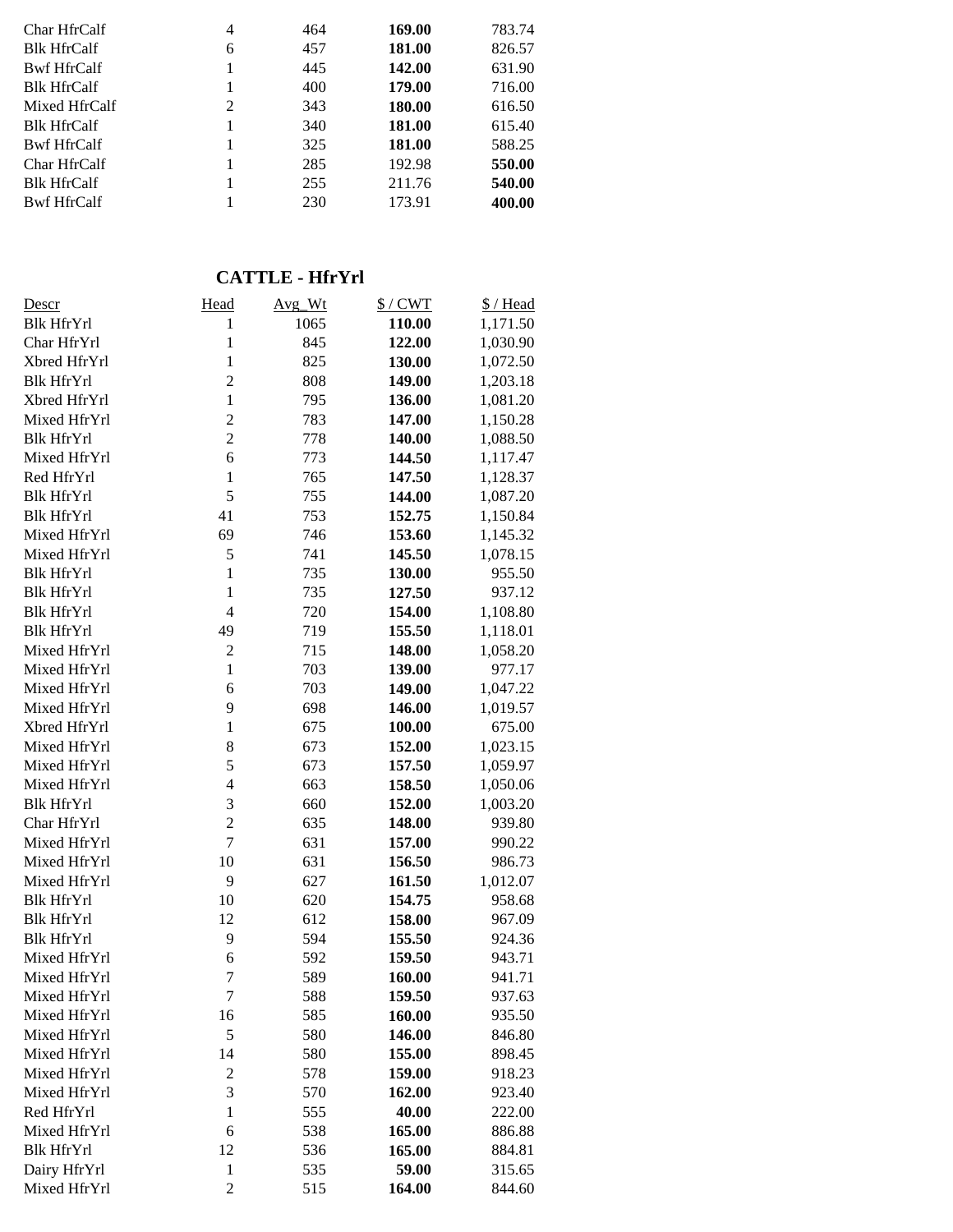| | | | | |
|---|---|---|---|---|
| Char HfrCalf | 4 | 464 | **169.00** | 783.74 |
| Blk HfrCalf | 6 | 457 | **181.00** | 826.57 |
| Bwf HfrCalf | 1 | 445 | **142.00** | 631.90 |
| Blk HfrCalf | 1 | 400 | **179.00** | 716.00 |
| Mixed HfrCalf | 2 | 343 | **180.00** | 616.50 |
| Blk HfrCalf | 1 | 340 | **181.00** | 615.40 |
| Bwf HfrCalf | 1 | 325 | **181.00** | 588.25 |
| Char HfrCalf | 1 | 285 | 192.98 | **550.00** |
| Blk HfrCalf | 1 | 255 | 211.76 | **540.00** |
| Bwf HfrCalf | 1 | 230 | 173.91 | **400.00** |

## CATTLE - HfrYrl

| Descr | Head | Avg_Wt | $ / CWT | $ / Head |
|---|---|---|---|---|
| Blk HfrYrl | 1 | 1065 | **110.00** | 1,171.50 |
| Char HfrYrl | 1 | 845 | **122.00** | 1,030.90 |
| Xbred HfrYrl | 1 | 825 | **130.00** | 1,072.50 |
| Blk HfrYrl | 2 | 808 | **149.00** | 1,203.18 |
| Xbred HfrYrl | 1 | 795 | **136.00** | 1,081.20 |
| Mixed HfrYrl | 2 | 783 | **147.00** | 1,150.28 |
| Blk HfrYrl | 2 | 778 | **140.00** | 1,088.50 |
| Mixed HfrYrl | 6 | 773 | **144.50** | 1,117.47 |
| Red HfrYrl | 1 | 765 | **147.50** | 1,128.37 |
| Blk HfrYrl | 5 | 755 | **144.00** | 1,087.20 |
| Blk HfrYrl | 41 | 753 | **152.75** | 1,150.84 |
| Mixed HfrYrl | 69 | 746 | **153.60** | 1,145.32 |
| Mixed HfrYrl | 5 | 741 | **145.50** | 1,078.15 |
| Blk HfrYrl | 1 | 735 | **130.00** | 955.50 |
| Blk HfrYrl | 1 | 735 | **127.50** | 937.12 |
| Blk HfrYrl | 4 | 720 | **154.00** | 1,108.80 |
| Blk HfrYrl | 49 | 719 | **155.50** | 1,118.01 |
| Mixed HfrYrl | 2 | 715 | **148.00** | 1,058.20 |
| Mixed HfrYrl | 1 | 703 | **139.00** | 977.17 |
| Mixed HfrYrl | 6 | 703 | **149.00** | 1,047.22 |
| Mixed HfrYrl | 9 | 698 | **146.00** | 1,019.57 |
| Xbred HfrYrl | 1 | 675 | **100.00** | 675.00 |
| Mixed HfrYrl | 8 | 673 | **152.00** | 1,023.15 |
| Mixed HfrYrl | 5 | 673 | **157.50** | 1,059.97 |
| Mixed HfrYrl | 4 | 663 | **158.50** | 1,050.06 |
| Blk HfrYrl | 3 | 660 | **152.00** | 1,003.20 |
| Char HfrYrl | 2 | 635 | **148.00** | 939.80 |
| Mixed HfrYrl | 7 | 631 | **157.00** | 990.22 |
| Mixed HfrYrl | 10 | 631 | **156.50** | 986.73 |
| Mixed HfrYrl | 9 | 627 | **161.50** | 1,012.07 |
| Blk HfrYrl | 10 | 620 | **154.75** | 958.68 |
| Blk HfrYrl | 12 | 612 | **158.00** | 967.09 |
| Blk HfrYrl | 9 | 594 | **155.50** | 924.36 |
| Mixed HfrYrl | 6 | 592 | **159.50** | 943.71 |
| Mixed HfrYrl | 7 | 589 | **160.00** | 941.71 |
| Mixed HfrYrl | 7 | 588 | **159.50** | 937.63 |
| Mixed HfrYrl | 16 | 585 | **160.00** | 935.50 |
| Mixed HfrYrl | 5 | 580 | **146.00** | 846.80 |
| Mixed HfrYrl | 14 | 580 | **155.00** | 898.45 |
| Mixed HfrYrl | 2 | 578 | **159.00** | 918.23 |
| Mixed HfrYrl | 3 | 570 | **162.00** | 923.40 |
| Red HfrYrl | 1 | 555 | **40.00** | 222.00 |
| Mixed HfrYrl | 6 | 538 | **165.00** | 886.88 |
| Blk HfrYrl | 12 | 536 | **165.00** | 884.81 |
| Dairy HfrYrl | 1 | 535 | **59.00** | 315.65 |
| Mixed HfrYrl | 2 | 515 | **164.00** | 844.60 |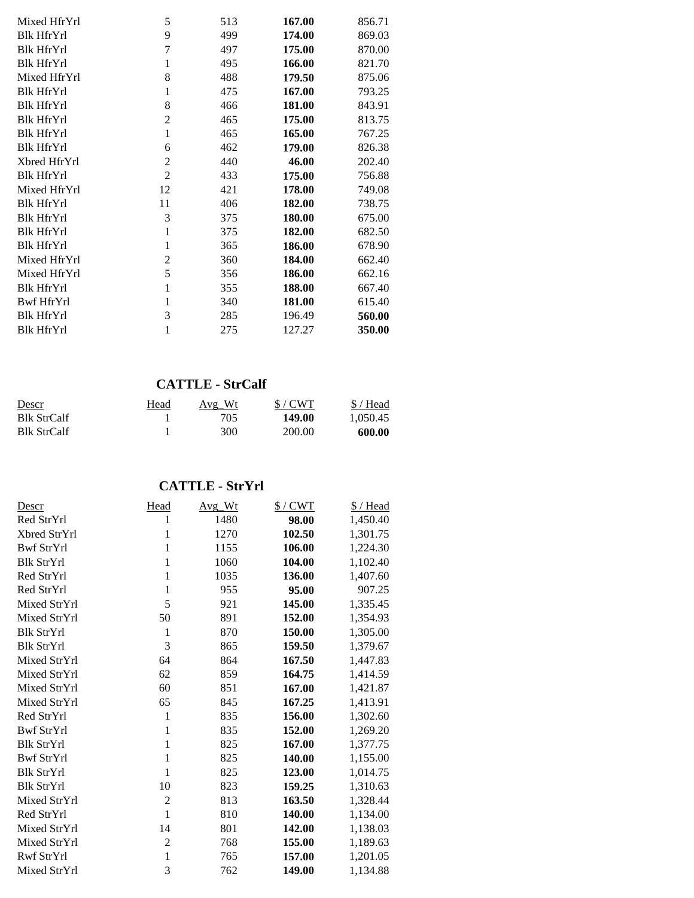| Descr | Head | Avg_Wt | $ / CWT | $ / Head |
|---|---|---|---|---|
| Mixed HfrYrl | 5 | 513 | **167.00** | 856.71 |
| Blk HfrYrl | 9 | 499 | **174.00** | 869.03 |
| Blk HfrYrl | 7 | 497 | **175.00** | 870.00 |
| Blk HfrYrl | 1 | 495 | **166.00** | 821.70 |
| Mixed HfrYrl | 8 | 488 | **179.50** | 875.06 |
| Blk HfrYrl | 1 | 475 | **167.00** | 793.25 |
| Blk HfrYrl | 8 | 466 | **181.00** | 843.91 |
| Blk HfrYrl | 2 | 465 | **175.00** | 813.75 |
| Blk HfrYrl | 1 | 465 | **165.00** | 767.25 |
| Blk HfrYrl | 6 | 462 | **179.00** | 826.38 |
| Xbred HfrYrl | 2 | 440 | **46.00** | 202.40 |
| Blk HfrYrl | 2 | 433 | **175.00** | 756.88 |
| Mixed HfrYrl | 12 | 421 | **178.00** | 749.08 |
| Blk HfrYrl | 11 | 406 | **182.00** | 738.75 |
| Blk HfrYrl | 3 | 375 | **180.00** | 675.00 |
| Blk HfrYrl | 1 | 375 | **182.00** | 682.50 |
| Blk HfrYrl | 1 | 365 | **186.00** | 678.90 |
| Mixed HfrYrl | 2 | 360 | **184.00** | 662.40 |
| Mixed HfrYrl | 5 | 356 | **186.00** | 662.16 |
| Blk HfrYrl | 1 | 355 | **188.00** | 667.40 |
| Bwf HfrYrl | 1 | 340 | **181.00** | 615.40 |
| Blk HfrYrl | 3 | 285 | 196.49 | **560.00** |
| Blk HfrYrl | 1 | 275 | 127.27 | **350.00** |

## CATTLE - StrCalf

| Descr | Head | Avg_Wt | $ / CWT | $ / Head |
|---|---|---|---|---|
| Blk StrCalf | 1 | 705 | **149.00** | 1,050.45 |
| Blk StrCalf | 1 | 300 | 200.00 | **600.00** |

## CATTLE - StrYrl

| Descr | Head | Avg_Wt | $ / CWT | $ / Head |
|---|---|---|---|---|
| Red StrYrl | 1 | 1480 | **98.00** | 1,450.40 |
| Xbred StrYrl | 1 | 1270 | **102.50** | 1,301.75 |
| Bwf StrYrl | 1 | 1155 | **106.00** | 1,224.30 |
| Blk StrYrl | 1 | 1060 | **104.00** | 1,102.40 |
| Red StrYrl | 1 | 1035 | **136.00** | 1,407.60 |
| Red StrYrl | 1 | 955 | **95.00** | 907.25 |
| Mixed StrYrl | 5 | 921 | **145.00** | 1,335.45 |
| Mixed StrYrl | 50 | 891 | **152.00** | 1,354.93 |
| Blk StrYrl | 1 | 870 | **150.00** | 1,305.00 |
| Blk StrYrl | 3 | 865 | **159.50** | 1,379.67 |
| Mixed StrYrl | 64 | 864 | **167.50** | 1,447.83 |
| Mixed StrYrl | 62 | 859 | **164.75** | 1,414.59 |
| Mixed StrYrl | 60 | 851 | **167.00** | 1,421.87 |
| Mixed StrYrl | 65 | 845 | **167.25** | 1,413.91 |
| Red StrYrl | 1 | 835 | **156.00** | 1,302.60 |
| Bwf StrYrl | 1 | 835 | **152.00** | 1,269.20 |
| Blk StrYrl | 1 | 825 | **167.00** | 1,377.75 |
| Bwf StrYrl | 1 | 825 | **140.00** | 1,155.00 |
| Blk StrYrl | 1 | 825 | **123.00** | 1,014.75 |
| Blk StrYrl | 10 | 823 | **159.25** | 1,310.63 |
| Mixed StrYrl | 2 | 813 | **163.50** | 1,328.44 |
| Red StrYrl | 1 | 810 | **140.00** | 1,134.00 |
| Mixed StrYrl | 14 | 801 | **142.00** | 1,138.03 |
| Mixed StrYrl | 2 | 768 | **155.00** | 1,189.63 |
| Rwf StrYrl | 1 | 765 | **157.00** | 1,201.05 |
| Mixed StrYrl | 3 | 762 | **149.00** | 1,134.88 |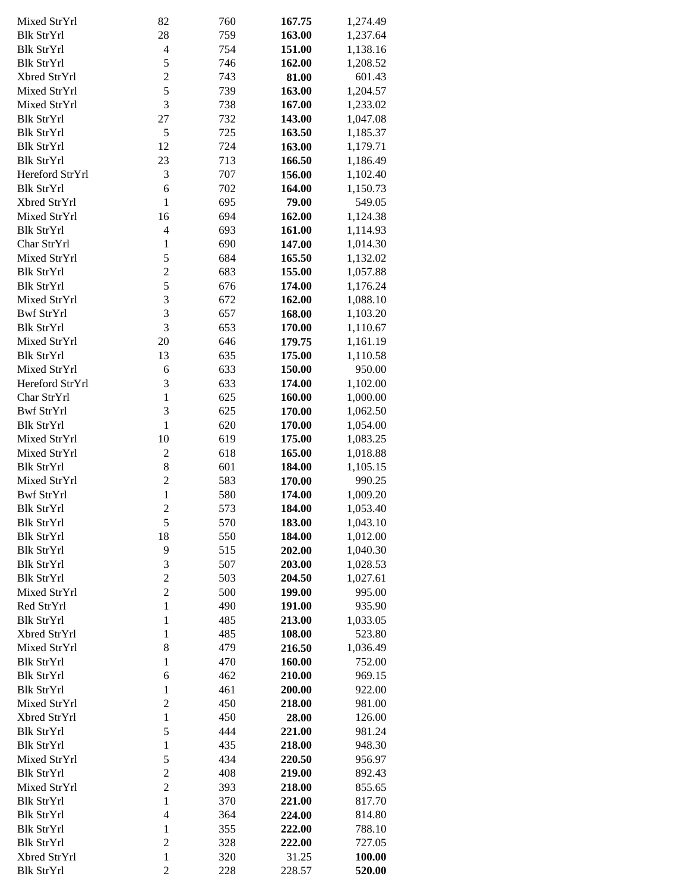| | | | | |
|---|---|---|---|---|
| Mixed StrYrl | 82 | 760 | **167.75** | 1,274.49 |
| Blk StrYrl | 28 | 759 | **163.00** | 1,237.64 |
| Blk StrYrl | 4 | 754 | **151.00** | 1,138.16 |
| Blk StrYrl | 5 | 746 | **162.00** | 1,208.52 |
| Xbred StrYrl | 2 | 743 | **81.00** | 601.43 |
| Mixed StrYrl | 5 | 739 | **163.00** | 1,204.57 |
| Mixed StrYrl | 3 | 738 | **167.00** | 1,233.02 |
| Blk StrYrl | 27 | 732 | **143.00** | 1,047.08 |
| Blk StrYrl | 5 | 725 | **163.50** | 1,185.37 |
| Blk StrYrl | 12 | 724 | **163.00** | 1,179.71 |
| Blk StrYrl | 23 | 713 | **166.50** | 1,186.49 |
| Hereford StrYrl | 3 | 707 | **156.00** | 1,102.40 |
| Blk StrYrl | 6 | 702 | **164.00** | 1,150.73 |
| Xbred StrYrl | 1 | 695 | **79.00** | 549.05 |
| Mixed StrYrl | 16 | 694 | **162.00** | 1,124.38 |
| Blk StrYrl | 4 | 693 | **161.00** | 1,114.93 |
| Char StrYrl | 1 | 690 | **147.00** | 1,014.30 |
| Mixed StrYrl | 5 | 684 | **165.50** | 1,132.02 |
| Blk StrYrl | 2 | 683 | **155.00** | 1,057.88 |
| Blk StrYrl | 5 | 676 | **174.00** | 1,176.24 |
| Mixed StrYrl | 3 | 672 | **162.00** | 1,088.10 |
| Bwf StrYrl | 3 | 657 | **168.00** | 1,103.20 |
| Blk StrYrl | 3 | 653 | **170.00** | 1,110.67 |
| Mixed StrYrl | 20 | 646 | **179.75** | 1,161.19 |
| Blk StrYrl | 13 | 635 | **175.00** | 1,110.58 |
| Mixed StrYrl | 6 | 633 | **150.00** | 950.00 |
| Hereford StrYrl | 3 | 633 | **174.00** | 1,102.00 |
| Char StrYrl | 1 | 625 | **160.00** | 1,000.00 |
| Bwf StrYrl | 3 | 625 | **170.00** | 1,062.50 |
| Blk StrYrl | 1 | 620 | **170.00** | 1,054.00 |
| Mixed StrYrl | 10 | 619 | **175.00** | 1,083.25 |
| Mixed StrYrl | 2 | 618 | **165.00** | 1,018.88 |
| Blk StrYrl | 8 | 601 | **184.00** | 1,105.15 |
| Mixed StrYrl | 2 | 583 | **170.00** | 990.25 |
| Bwf StrYrl | 1 | 580 | **174.00** | 1,009.20 |
| Blk StrYrl | 2 | 573 | **184.00** | 1,053.40 |
| Blk StrYrl | 5 | 570 | **183.00** | 1,043.10 |
| Blk StrYrl | 18 | 550 | **184.00** | 1,012.00 |
| Blk StrYrl | 9 | 515 | **202.00** | 1,040.30 |
| Blk StrYrl | 3 | 507 | **203.00** | 1,028.53 |
| Blk StrYrl | 2 | 503 | **204.50** | 1,027.61 |
| Mixed StrYrl | 2 | 500 | **199.00** | 995.00 |
| Red StrYrl | 1 | 490 | **191.00** | 935.90 |
| Blk StrYrl | 1 | 485 | **213.00** | 1,033.05 |
| Xbred StrYrl | 1 | 485 | **108.00** | 523.80 |
| Mixed StrYrl | 8 | 479 | **216.50** | 1,036.49 |
| Blk StrYrl | 1 | 470 | **160.00** | 752.00 |
| Blk StrYrl | 6 | 462 | **210.00** | 969.15 |
| Blk StrYrl | 1 | 461 | **200.00** | 922.00 |
| Mixed StrYrl | 2 | 450 | **218.00** | 981.00 |
| Xbred StrYrl | 1 | 450 | **28.00** | 126.00 |
| Blk StrYrl | 5 | 444 | **221.00** | 981.24 |
| Blk StrYrl | 1 | 435 | **218.00** | 948.30 |
| Mixed StrYrl | 5 | 434 | **220.50** | 956.97 |
| Blk StrYrl | 2 | 408 | **219.00** | 892.43 |
| Mixed StrYrl | 2 | 393 | **218.00** | 855.65 |
| Blk StrYrl | 1 | 370 | **221.00** | 817.70 |
| Blk StrYrl | 4 | 364 | **224.00** | 814.80 |
| Blk StrYrl | 1 | 355 | **222.00** | 788.10 |
| Blk StrYrl | 2 | 328 | **222.00** | 727.05 |
| Xbred StrYrl | 1 | 320 | 31.25 | **100.00** |
| Blk StrYrl | 2 | 228 | 228.57 | **520.00** |